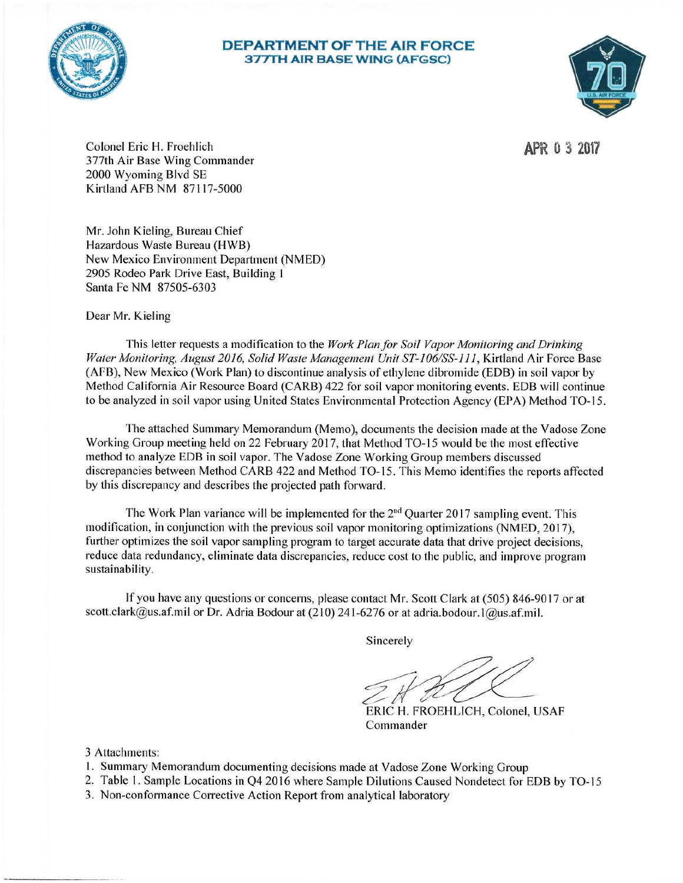# DEPARTMENT OF THE AIR FORCE
## 377TH AIR BASE WING (AFGSC)

APR 03 2017

Colonel Eric H. Froehlich
377th Air Base Wing Commander
2000 Wyoming Blvd SE
Kirtland AFB NM 87117-5000

Mr. John Kieling, Bureau Chief
Hazardous Waste Bureau (HWB)
New Mexico Environment Department (NMED)
2905 Rodeo Park Drive East, Building 1
Santa Fe NM 87505-6303

Dear Mr. Kieling

This letter requests a modification to the *Work Plan for Soil Vapor Monitoring and Drinking Water Monitoring, August 2016, Solid Waste Management Unit ST-106/SS-111*, Kirtland Air Force Base (AFB), New Mexico (Work Plan) to discontinue analysis of ethylene dibromide (EDB) in soil vapor by Method California Air Resource Board (CARB) 422 for soil vapor monitoring events. EDB will continue to be analyzed in soil vapor using United States Environmental Protection Agency (EPA) Method TO-15.

The attached Summary Memorandum (Memo), documents the decision made at the Vadose Zone Working Group meeting held on 22 February 2017, that Method TO-15 would be the most effective method to analyze EDB in soil vapor. The Vadose Zone Working Group members discussed discrepancies between Method CARB 422 and Method TO-15. This Memo identifies the reports affected by this discrepancy and describes the projected path forward.

The Work Plan variance will be implemented for the 2nd Quarter 2017 sampling event. This modification, in conjunction with the previous soil vapor monitoring optimizations (NMED, 2017), further optimizes the soil vapor sampling program to target accurate data that drive project decisions, reduce data redundancy, eliminate data discrepancies, reduce cost to the public, and improve program sustainability.

If you have any questions or concerns, please contact Mr. Scott Clark at (505) 846-9017 or at scott.clark@us.af.mil or Dr. Adria Bodour at (210) 241-6276 or at adria.bodour.1@us.af.mil.

Sincerely

ERIC H. FROEHLICH, Colonel, USAF
Commander

3 Attachments:
1. Summary Memorandum documenting decisions made at Vadose Zone Working Group
2. Table 1. Sample Locations in Q4 2016 where Sample Dilutions Caused Nondetect for EDB by TO-15
3. Non-conformance Corrective Action Report from analytical laboratory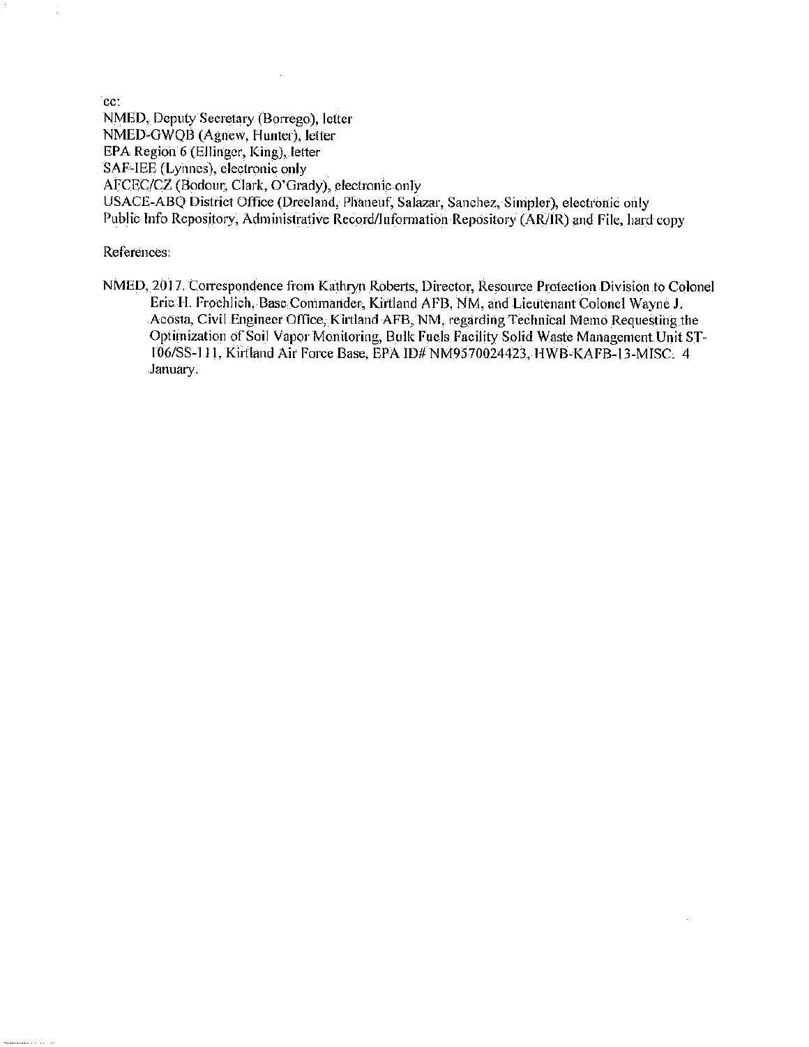cc:
NMED, Deputy Secretary (Borrego), letter
NMED-GWQB (Agnew, Hunter), letter
EPA Region 6 (Ellinger, King), letter
SAF-IEE (Lynnes), electronic only
AFCEC/CZ (Bodour, Clark, O'Grady), electronic only
USACE-ABQ District Office (Dreeland, Phaneuf, Salazar, Sanchez, Simpler), electronic only
Public Info Repository, Administrative Record/Information Repository (AR/IR) and File, hard copy

References:

NMED, 2017. Correspondence from Kathryn Roberts, Director, Resource Protection Division to Colonel Eric H. Froehlich, Base Commander, Kirtland AFB, NM, and Lieutenant Colonel Wayne J. Acosta, Civil Engineer Office, Kirtland AFB, NM, regarding Technical Memo Requesting the Optimization of Soil Vapor Monitoring, Bulk Fuels Facility Solid Waste Management Unit ST-106/SS-111, Kirtland Air Force Base, EPA ID# NM9570024423, HWB-KAFB-13-MISC. 4 January.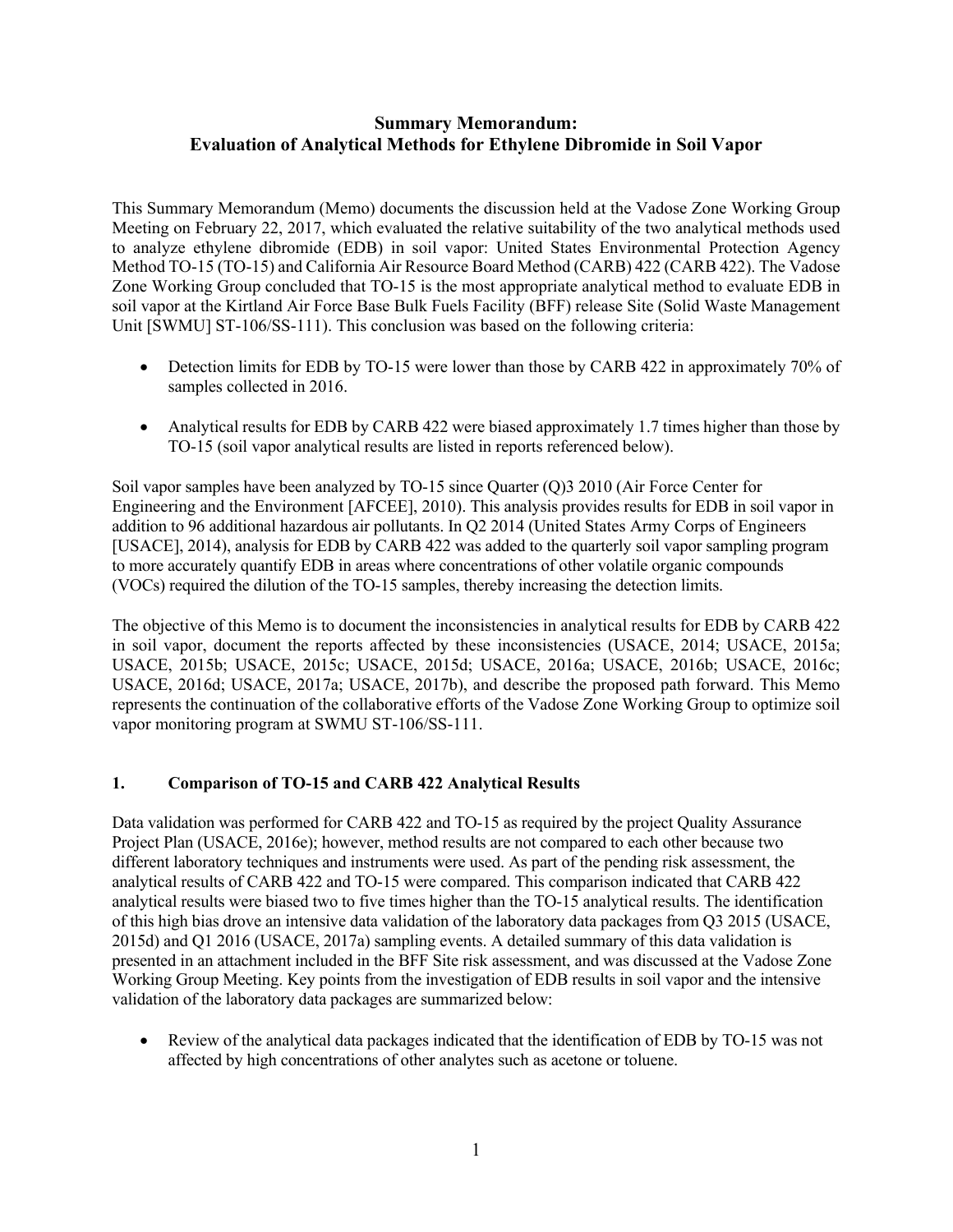**Summary Memorandum:**
**Evaluation of Analytical Methods for Ethylene Dibromide in Soil Vapor**

This Summary Memorandum (Memo) documents the discussion held at the Vadose Zone Working Group Meeting on February 22, 2017, which evaluated the relative suitability of the two analytical methods used to analyze ethylene dibromide (EDB) in soil vapor: United States Environmental Protection Agency Method TO-15 (TO-15) and California Air Resource Board Method (CARB) 422 (CARB 422). The Vadose Zone Working Group concluded that TO-15 is the most appropriate analytical method to evaluate EDB in soil vapor at the Kirtland Air Force Base Bulk Fuels Facility (BFF) release Site (Solid Waste Management Unit [SWMU] ST-106/SS-111). This conclusion was based on the following criteria:

- Detection limits for EDB by TO-15 were lower than those by CARB 422 in approximately 70% of samples collected in 2016.
- Analytical results for EDB by CARB 422 were biased approximately 1.7 times higher than those by TO-15 (soil vapor analytical results are listed in reports referenced below).

Soil vapor samples have been analyzed by TO-15 since Quarter (Q)3 2010 (Air Force Center for Engineering and the Environment [AFCEE], 2010). This analysis provides results for EDB in soil vapor in addition to 96 additional hazardous air pollutants. In Q2 2014 (United States Army Corps of Engineers [USACE], 2014), analysis for EDB by CARB 422 was added to the quarterly soil vapor sampling program to more accurately quantify EDB in areas where concentrations of other volatile organic compounds (VOCs) required the dilution of the TO-15 samples, thereby increasing the detection limits.

The objective of this Memo is to document the inconsistencies in analytical results for EDB by CARB 422 in soil vapor, document the reports affected by these inconsistencies (USACE, 2014; USACE, 2015a; USACE, 2015b; USACE, 2015c; USACE, 2015d; USACE, 2016a; USACE, 2016b; USACE, 2016c; USACE, 2016d; USACE, 2017a; USACE, 2017b), and describe the proposed path forward. This Memo represents the continuation of the collaborative efforts of the Vadose Zone Working Group to optimize soil vapor monitoring program at SWMU ST-106/SS-111.

## 1. Comparison of TO-15 and CARB 422 Analytical Results

Data validation was performed for CARB 422 and TO-15 as required by the project Quality Assurance Project Plan (USACE, 2016e); however, method results are not compared to each other because two different laboratory techniques and instruments were used. As part of the pending risk assessment, the analytical results of CARB 422 and TO-15 were compared. This comparison indicated that CARB 422 analytical results were biased two to five times higher than the TO-15 analytical results. The identification of this high bias drove an intensive data validation of the laboratory data packages from Q3 2015 (USACE, 2015d) and Q1 2016 (USACE, 2017a) sampling events. A detailed summary of this data validation is presented in an attachment included in the BFF Site risk assessment, and was discussed at the Vadose Zone Working Group Meeting. Key points from the investigation of EDB results in soil vapor and the intensive validation of the laboratory data packages are summarized below:

- Review of the analytical data packages indicated that the identification of EDB by TO-15 was not affected by high concentrations of other analytes such as acetone or toluene.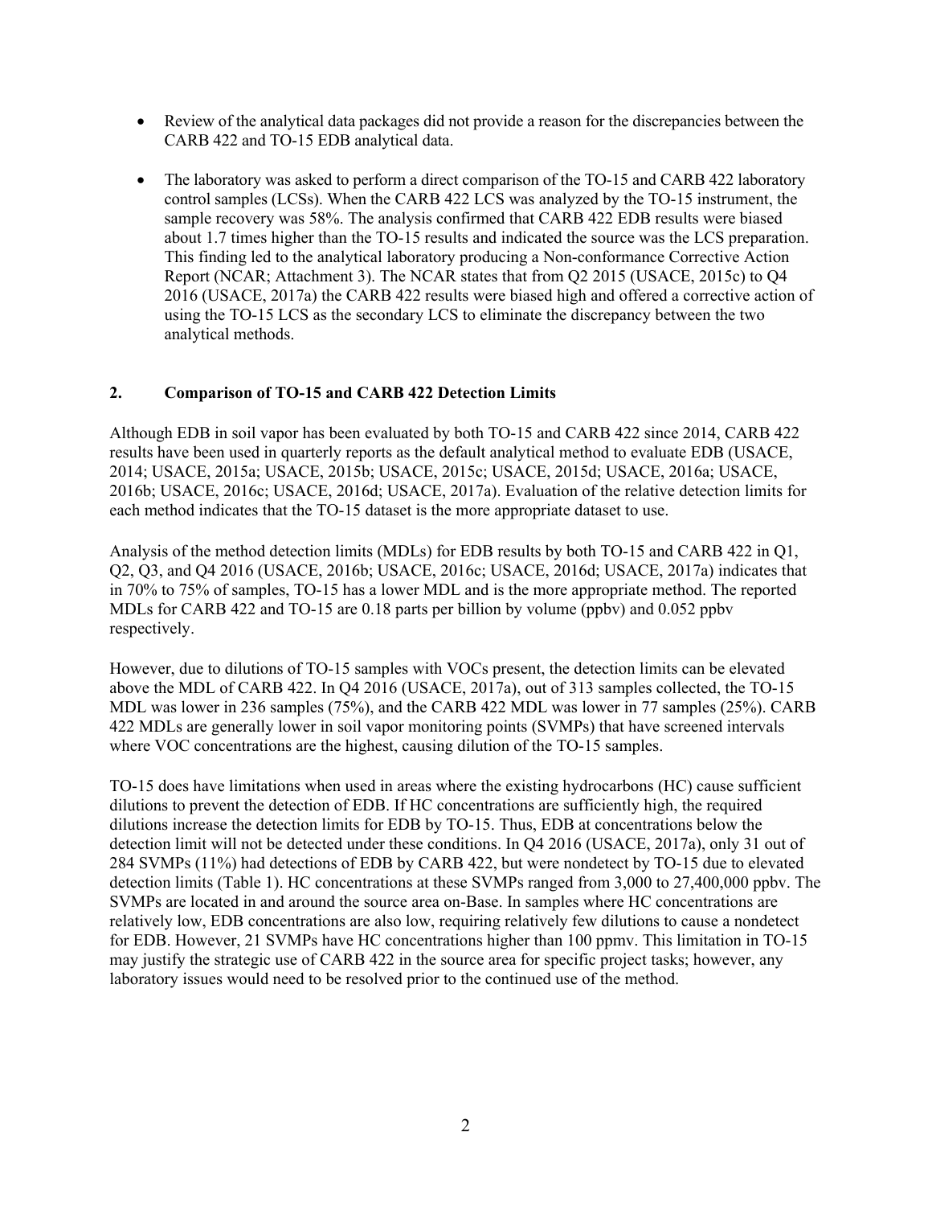- Review of the analytical data packages did not provide a reason for the discrepancies between the CARB 422 and TO-15 EDB analytical data.

- The laboratory was asked to perform a direct comparison of the TO-15 and CARB 422 laboratory control samples (LCSs). When the CARB 422 LCS was analyzed by the TO-15 instrument, the sample recovery was 58%. The analysis confirmed that CARB 422 EDB results were biased about 1.7 times higher than the TO-15 results and indicated the source was the LCS preparation. This finding led to the analytical laboratory producing a Non-conformance Corrective Action Report (NCAR; Attachment 3). The NCAR states that from Q2 2015 (USACE, 2015c) to Q4 2016 (USACE, 2017a) the CARB 422 results were biased high and offered a corrective action of using the TO-15 LCS as the secondary LCS to eliminate the discrepancy between the two analytical methods.

## 2. Comparison of TO-15 and CARB 422 Detection Limits

Although EDB in soil vapor has been evaluated by both TO-15 and CARB 422 since 2014, CARB 422 results have been used in quarterly reports as the default analytical method to evaluate EDB (USACE, 2014; USACE, 2015a; USACE, 2015b; USACE, 2015c; USACE, 2015d; USACE, 2016a; USACE, 2016b; USACE, 2016c; USACE, 2016d; USACE, 2017a). Evaluation of the relative detection limits for each method indicates that the TO-15 dataset is the more appropriate dataset to use.

Analysis of the method detection limits (MDLs) for EDB results by both TO-15 and CARB 422 in Q1, Q2, Q3, and Q4 2016 (USACE, 2016b; USACE, 2016c; USACE, 2016d; USACE, 2017a) indicates that in 70% to 75% of samples, TO-15 has a lower MDL and is the more appropriate method. The reported MDLs for CARB 422 and TO-15 are 0.18 parts per billion by volume (ppbv) and 0.052 ppbv respectively.

However, due to dilutions of TO-15 samples with VOCs present, the detection limits can be elevated above the MDL of CARB 422. In Q4 2016 (USACE, 2017a), out of 313 samples collected, the TO-15 MDL was lower in 236 samples (75%), and the CARB 422 MDL was lower in 77 samples (25%). CARB 422 MDLs are generally lower in soil vapor monitoring points (SVMPs) that have screened intervals where VOC concentrations are the highest, causing dilution of the TO-15 samples.

TO-15 does have limitations when used in areas where the existing hydrocarbons (HC) cause sufficient dilutions to prevent the detection of EDB. If HC concentrations are sufficiently high, the required dilutions increase the detection limits for EDB by TO-15. Thus, EDB at concentrations below the detection limit will not be detected under these conditions. In Q4 2016 (USACE, 2017a), only 31 out of 284 SVMPs (11%) had detections of EDB by CARB 422, but were nondetect by TO-15 due to elevated detection limits (Table 1). HC concentrations at these SVMPs ranged from 3,000 to 27,400,000 ppbv. The SVMPs are located in and around the source area on-Base. In samples where HC concentrations are relatively low, EDB concentrations are also low, requiring relatively few dilutions to cause a nondetect for EDB. However, 21 SVMPs have HC concentrations higher than 100 ppmv. This limitation in TO-15 may justify the strategic use of CARB 422 in the source area for specific project tasks; however, any laboratory issues would need to be resolved prior to the continued use of the method.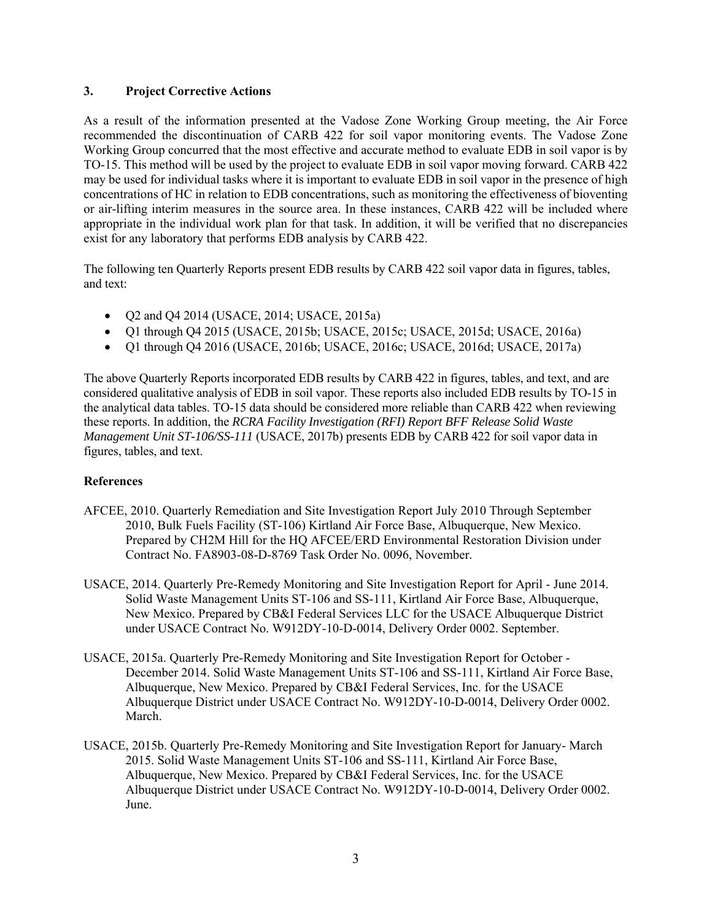## 3. Project Corrective Actions

As a result of the information presented at the Vadose Zone Working Group meeting, the Air Force recommended the discontinuation of CARB 422 for soil vapor monitoring events. The Vadose Zone Working Group concurred that the most effective and accurate method to evaluate EDB in soil vapor is by TO-15. This method will be used by the project to evaluate EDB in soil vapor moving forward. CARB 422 may be used for individual tasks where it is important to evaluate EDB in soil vapor in the presence of high concentrations of HC in relation to EDB concentrations, such as monitoring the effectiveness of bioventing or air-lifting interim measures in the source area. In these instances, CARB 422 will be included where appropriate in the individual work plan for that task. In addition, it will be verified that no discrepancies exist for any laboratory that performs EDB analysis by CARB 422.

The following ten Quarterly Reports present EDB results by CARB 422 soil vapor data in figures, tables, and text:

- Q2 and Q4 2014 (USACE, 2014; USACE, 2015a)
- Q1 through Q4 2015 (USACE, 2015b; USACE, 2015c; USACE, 2015d; USACE, 2016a)
- Q1 through Q4 2016 (USACE, 2016b; USACE, 2016c; USACE, 2016d; USACE, 2017a)

The above Quarterly Reports incorporated EDB results by CARB 422 in figures, tables, and text, and are considered qualitative analysis of EDB in soil vapor. These reports also included EDB results by TO-15 in the analytical data tables. TO-15 data should be considered more reliable than CARB 422 when reviewing these reports. In addition, the *RCRA Facility Investigation (RFI) Report BFF Release Solid Waste Management Unit ST-106/SS-111* (USACE, 2017b) presents EDB by CARB 422 for soil vapor data in figures, tables, and text.

### References

AFCEE, 2010. Quarterly Remediation and Site Investigation Report July 2010 Through September 2010, Bulk Fuels Facility (ST-106) Kirtland Air Force Base, Albuquerque, New Mexico. Prepared by CH2M Hill for the HQ AFCEE/ERD Environmental Restoration Division under Contract No. FA8903-08-D-8769 Task Order No. 0096, November.

USACE, 2014. Quarterly Pre-Remedy Monitoring and Site Investigation Report for April - June 2014. Solid Waste Management Units ST-106 and SS-111, Kirtland Air Force Base, Albuquerque, New Mexico. Prepared by CB&I Federal Services LLC for the USACE Albuquerque District under USACE Contract No. W912DY-10-D-0014, Delivery Order 0002. September.

USACE, 2015a. Quarterly Pre-Remedy Monitoring and Site Investigation Report for October - December 2014. Solid Waste Management Units ST-106 and SS-111, Kirtland Air Force Base, Albuquerque, New Mexico. Prepared by CB&I Federal Services, Inc. for the USACE Albuquerque District under USACE Contract No. W912DY-10-D-0014, Delivery Order 0002. March.

USACE, 2015b. Quarterly Pre-Remedy Monitoring and Site Investigation Report for January- March 2015. Solid Waste Management Units ST-106 and SS-111, Kirtland Air Force Base, Albuquerque, New Mexico. Prepared by CB&I Federal Services, Inc. for the USACE Albuquerque District under USACE Contract No. W912DY-10-D-0014, Delivery Order 0002. June.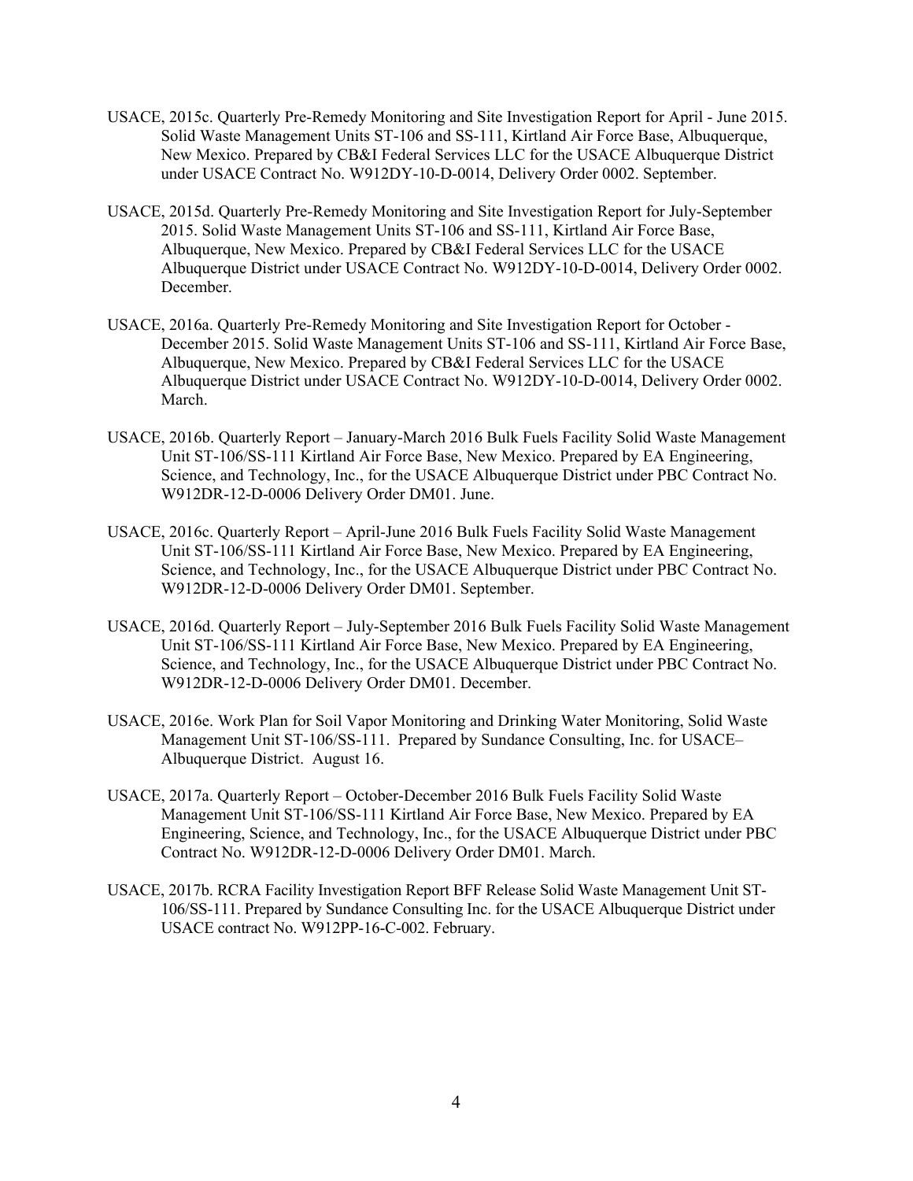USACE, 2015c. Quarterly Pre-Remedy Monitoring and Site Investigation Report for April - June 2015. Solid Waste Management Units ST-106 and SS-111, Kirtland Air Force Base, Albuquerque, New Mexico. Prepared by CB&I Federal Services LLC for the USACE Albuquerque District under USACE Contract No. W912DY-10-D-0014, Delivery Order 0002. September.

USACE, 2015d. Quarterly Pre-Remedy Monitoring and Site Investigation Report for July-September 2015. Solid Waste Management Units ST-106 and SS-111, Kirtland Air Force Base, Albuquerque, New Mexico. Prepared by CB&I Federal Services LLC for the USACE Albuquerque District under USACE Contract No. W912DY-10-D-0014, Delivery Order 0002. December.

USACE, 2016a. Quarterly Pre-Remedy Monitoring and Site Investigation Report for October - December 2015. Solid Waste Management Units ST-106 and SS-111, Kirtland Air Force Base, Albuquerque, New Mexico. Prepared by CB&I Federal Services LLC for the USACE Albuquerque District under USACE Contract No. W912DY-10-D-0014, Delivery Order 0002. March.

USACE, 2016b. Quarterly Report – January-March 2016 Bulk Fuels Facility Solid Waste Management Unit ST-106/SS-111 Kirtland Air Force Base, New Mexico. Prepared by EA Engineering, Science, and Technology, Inc., for the USACE Albuquerque District under PBC Contract No. W912DR-12-D-0006 Delivery Order DM01. June.

USACE, 2016c. Quarterly Report – April-June 2016 Bulk Fuels Facility Solid Waste Management Unit ST-106/SS-111 Kirtland Air Force Base, New Mexico. Prepared by EA Engineering, Science, and Technology, Inc., for the USACE Albuquerque District under PBC Contract No. W912DR-12-D-0006 Delivery Order DM01. September.

USACE, 2016d. Quarterly Report – July-September 2016 Bulk Fuels Facility Solid Waste Management Unit ST-106/SS-111 Kirtland Air Force Base, New Mexico. Prepared by EA Engineering, Science, and Technology, Inc., for the USACE Albuquerque District under PBC Contract No. W912DR-12-D-0006 Delivery Order DM01. December.

USACE, 2016e. Work Plan for Soil Vapor Monitoring and Drinking Water Monitoring, Solid Waste Management Unit ST-106/SS-111. Prepared by Sundance Consulting, Inc. for USACE–Albuquerque District. August 16.

USACE, 2017a. Quarterly Report – October-December 2016 Bulk Fuels Facility Solid Waste Management Unit ST-106/SS-111 Kirtland Air Force Base, New Mexico. Prepared by EA Engineering, Science, and Technology, Inc., for the USACE Albuquerque District under PBC Contract No. W912DR-12-D-0006 Delivery Order DM01. March.

USACE, 2017b. RCRA Facility Investigation Report BFF Release Solid Waste Management Unit ST-106/SS-111. Prepared by Sundance Consulting Inc. for the USACE Albuquerque District under USACE contract No. W912PP-16-C-002. February.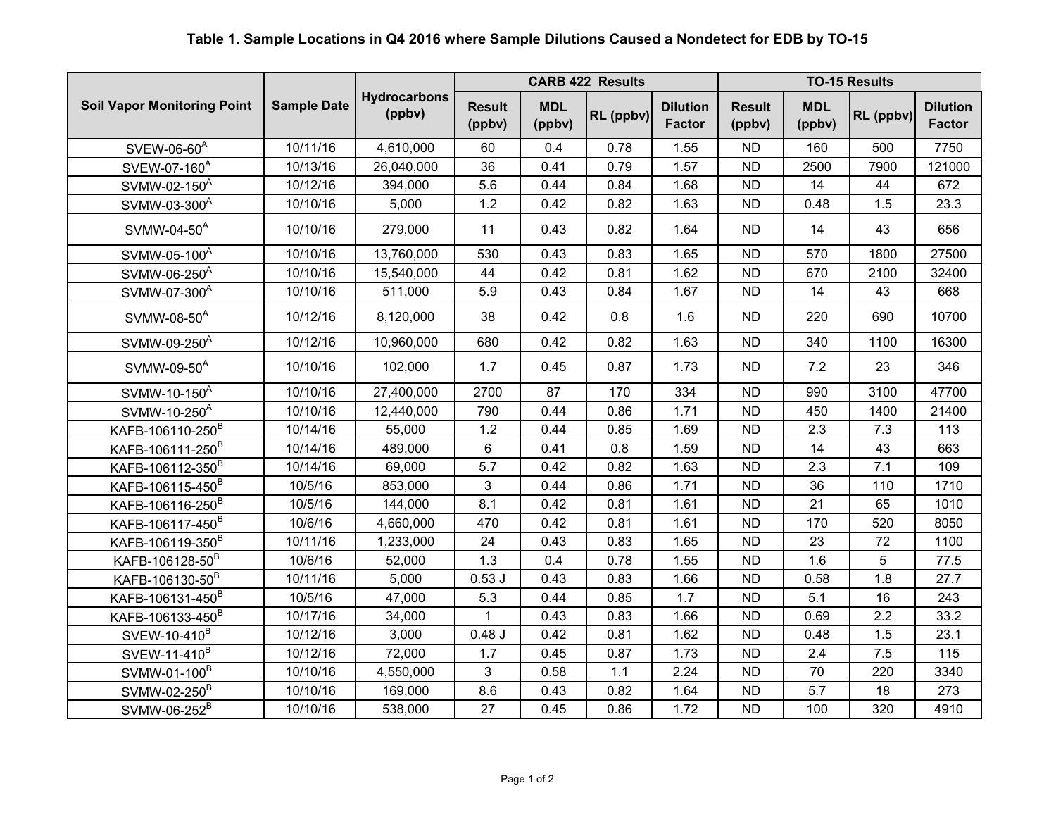# Table 1. Sample Locations in Q4 2016 where Sample Dilutions Caused a Nondetect for EDB by TO-15

| Soil Vapor Monitoring Point | Sample Date | Hydrocarbons (ppbv) | CARB 422 Results | | | | TO-15 Results | | | |
|---|---|---|---|---|---|---|---|---|---|---|
| | | | Result (ppbv) | MDL (ppbv) | RL (ppbv) | Dilution Factor | Result (ppbv) | MDL (ppbv) | RL (ppbv) | Dilution Factor |
| SVEW-06-60[A] | 10/11/16 | 4,610,000 | 60 | 0.4 | 0.78 | 1.55 | ND | 160 | 500 | 7750 |
| SVEW-07-160[A] | 10/13/16 | 26,040,000 | 36 | 0.41 | 0.79 | 1.57 | ND | 2500 | 7900 | 121000 |
| SVMW-02-150[A] | 10/12/16 | 394,000 | 5.6 | 0.44 | 0.84 | 1.68 | ND | 14 | 44 | 672 |
| SVMW-03-300[A] | 10/10/16 | 5,000 | 1.2 | 0.42 | 0.82 | 1.63 | ND | 0.48 | 1.5 | 23.3 |
| SVMW-04-50[A] | 10/10/16 | 279,000 | 11 | 0.43 | 0.82 | 1.64 | ND | 14 | 43 | 656 |
| SVMW-05-100[A] | 10/10/16 | 13,760,000 | 530 | 0.43 | 0.83 | 1.65 | ND | 570 | 1800 | 27500 |
| SVMW-06-250[A] | 10/10/16 | 15,540,000 | 44 | 0.42 | 0.81 | 1.62 | ND | 670 | 2100 | 32400 |
| SVMW-07-300[A] | 10/10/16 | 511,000 | 5.9 | 0.43 | 0.84 | 1.67 | ND | 14 | 43 | 668 |
| SVMW-08-50[A] | 10/12/16 | 8,120,000 | 38 | 0.42 | 0.8 | 1.6 | ND | 220 | 690 | 10700 |
| SVMW-09-250[A] | 10/12/16 | 10,960,000 | 680 | 0.42 | 0.82 | 1.63 | ND | 340 | 1100 | 16300 |
| SVMW-09-50[A] | 10/10/16 | 102,000 | 1.7 | 0.45 | 0.87 | 1.73 | ND | 7.2 | 23 | 346 |
| SVMW-10-150[A] | 10/10/16 | 27,400,000 | 2700 | 87 | 170 | 334 | ND | 990 | 3100 | 47700 |
| SVMW-10-250[A] | 10/10/16 | 12,440,000 | 790 | 0.44 | 0.86 | 1.71 | ND | 450 | 1400 | 21400 |
| KAFB-106110-250[B] | 10/14/16 | 55,000 | 1.2 | 0.44 | 0.85 | 1.69 | ND | 2.3 | 7.3 | 113 |
| KAFB-106111-250[B] | 10/14/16 | 489,000 | 6 | 0.41 | 0.8 | 1.59 | ND | 14 | 43 | 663 |
| KAFB-106112-350[B] | 10/14/16 | 69,000 | 5.7 | 0.42 | 0.82 | 1.63 | ND | 2.3 | 7.1 | 109 |
| KAFB-106115-450[B] | 10/5/16 | 853,000 | 3 | 0.44 | 0.86 | 1.71 | ND | 36 | 110 | 1710 |
| KAFB-106116-250[B] | 10/5/16 | 144,000 | 8.1 | 0.42 | 0.81 | 1.61 | ND | 21 | 65 | 1010 |
| KAFB-106117-450[B] | 10/6/16 | 4,660,000 | 470 | 0.42 | 0.81 | 1.61 | ND | 170 | 520 | 8050 |
| KAFB-106119-350[B] | 10/11/16 | 1,233,000 | 24 | 0.43 | 0.83 | 1.65 | ND | 23 | 72 | 1100 |
| KAFB-106128-50[B] | 10/6/16 | 52,000 | 1.3 | 0.4 | 0.78 | 1.55 | ND | 1.6 | 5 | 77.5 |
| KAFB-106130-50[B] | 10/11/16 | 5,000 | 0.53 J | 0.43 | 0.83 | 1.66 | ND | 0.58 | 1.8 | 27.7 |
| KAFB-106131-450[B] | 10/5/16 | 47,000 | 5.3 | 0.44 | 0.85 | 1.7 | ND | 5.1 | 16 | 243 |
| KAFB-106133-450[B] | 10/17/16 | 34,000 | 1 | 0.43 | 0.83 | 1.66 | ND | 0.69 | 2.2 | 33.2 |
| SVEW-10-410[B] | 10/12/16 | 3,000 | 0.48 J | 0.42 | 0.81 | 1.62 | ND | 0.48 | 1.5 | 23.1 |
| SVEW-11-410[B] | 10/12/16 | 72,000 | 1.7 | 0.45 | 0.87 | 1.73 | ND | 2.4 | 7.5 | 115 |
| SVMW-01-100[B] | 10/10/16 | 4,550,000 | 3 | 0.58 | 1.1 | 2.24 | ND | 70 | 220 | 3340 |
| SVMW-02-250[B] | 10/10/16 | 169,000 | 8.6 | 0.43 | 0.82 | 1.64 | ND | 5.7 | 18 | 273 |
| SVMW-06-252[B] | 10/10/16 | 538,000 | 27 | 0.45 | 0.86 | 1.72 | ND | 100 | 320 | 4910 |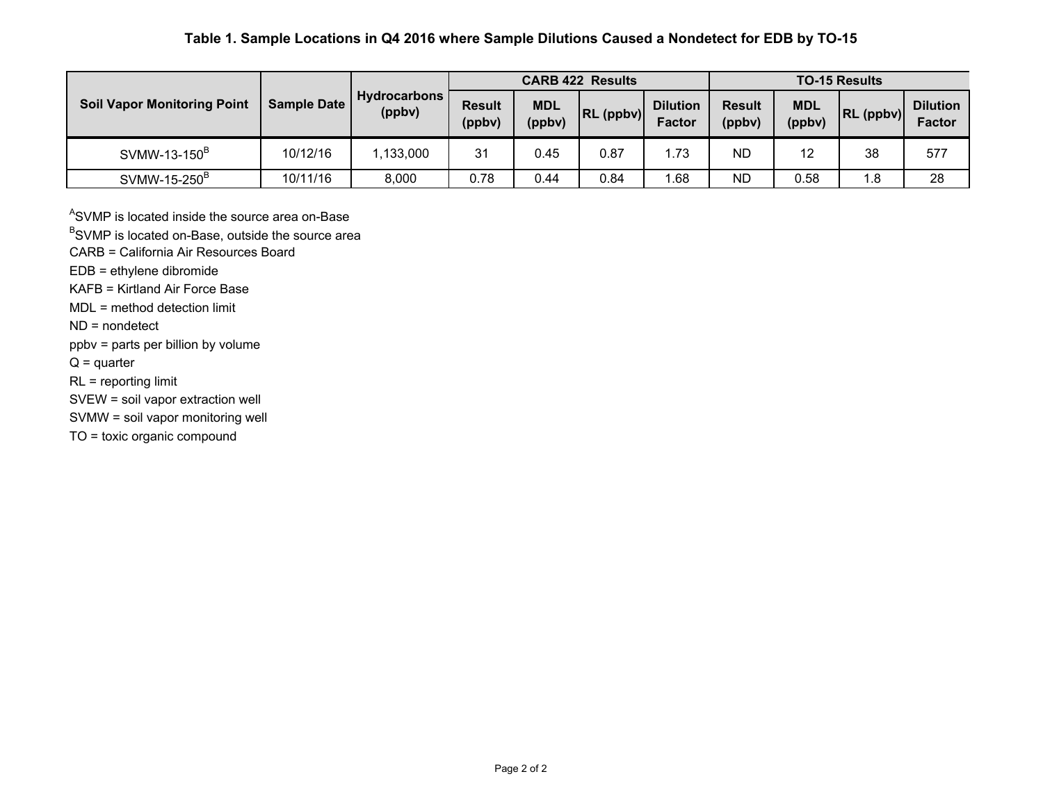**Table 1. Sample Locations in Q4 2016 where Sample Dilutions Caused a Nondetect for EDB by TO-15**

| Soil Vapor Monitoring Point | Sample Date | Hydrocarbons (ppbv) | CARB 422 Results | | | | TO-15 Results | | | |
|---|---|---|---|---|---|---|---|---|---|---|
| | | | Result (ppbv) | MDL (ppbv) | RL (ppbv) | Dilution Factor | Result (ppbv) | MDL (ppbv) | RL (ppbv) | Dilution Factor |
| SVMW-13-150[B] | 10/12/16 | 1,133,000 | 31 | 0.45 | 0.87 | 1.73 | ND | 12 | 38 | 577 |
| SVMW-15-250[B] | 10/11/16 | 8,000 | 0.78 | 0.44 | 0.84 | 1.68 | ND | 0.58 | 1.8 | 28 |

[A]SVMP is located inside the source area on-Base
[B]SVMP is located on-Base, outside the source area
CARB = California Air Resources Board
EDB = ethylene dibromide
KAFB = Kirtland Air Force Base
MDL = method detection limit
ND = nondetect
ppbv = parts per billion by volume
Q = quarter
RL = reporting limit
SVEW = soil vapor extraction well
SVMW = soil vapor monitoring well
TO = toxic organic compound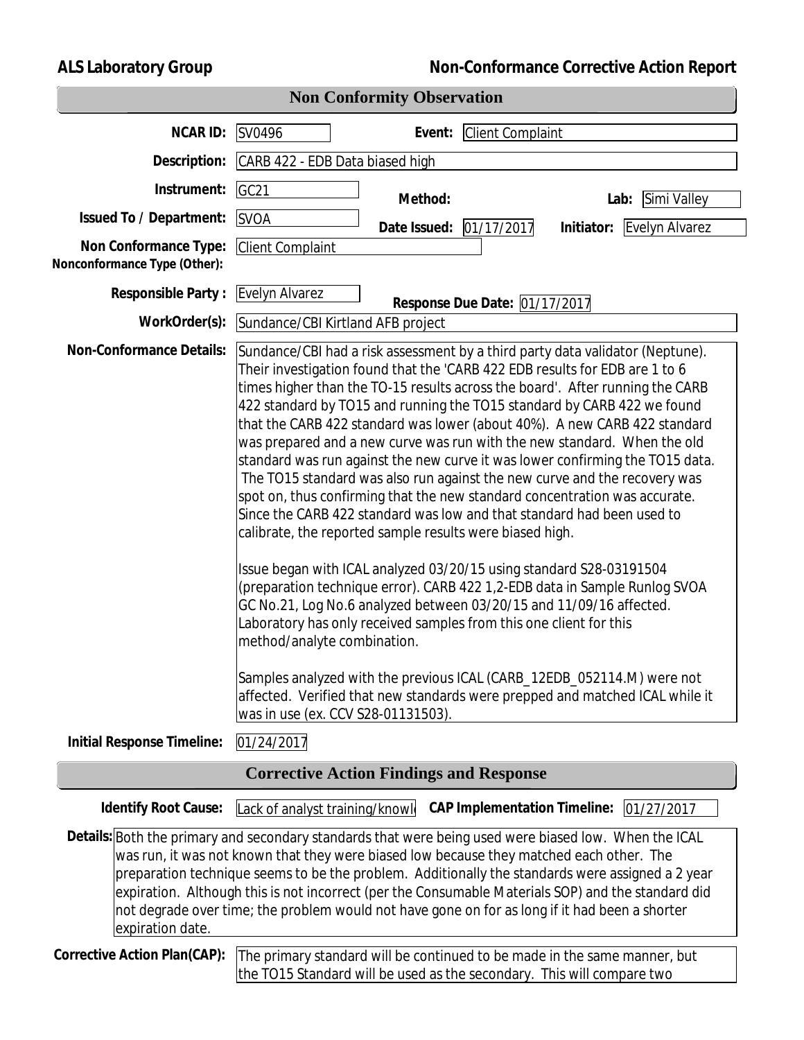**ALS Laboratory Group** **Non-Conformance Corrective Action Report**

## Non Conformity Observation

**NCAR ID:** SV0496 **Event:** Client Complaint

**Description:** CARB 422 - EDB Data biased high

**Instrument:** GC21 **Method:** **Lab:** Simi Valley

**Issued To / Department:** SVOA **Date Issued:** 01/17/2017 **Initiator:** Evelyn Alvarez

**Non Conformance Type:** Client Complaint

**Nonconformance Type (Other):**

**Responsible Party :** Evelyn Alvarez **Response Due Date:** 01/17/2017

**WorkOrder(s):** Sundance/CBI Kirtland AFB project

**Non-Conformance Details:** Sundance/CBI had a risk assessment by a third party data validator (Neptune). Their investigation found that the 'CARB 422 EDB results for EDB are 1 to 6 times higher than the TO-15 results across the board'. After running the CARB 422 standard by TO15 and running the TO15 standard by CARB 422 we found that the CARB 422 standard was lower (about 40%). A new CARB 422 standard was prepared and a new curve was run with the new standard. When the old standard was run against the new curve it was lower confirming the TO15 data. The TO15 standard was also run against the new curve and the recovery was spot on, thus confirming that the new standard concentration was accurate. Since the CARB 422 standard was low and that standard had been used to calibrate, the reported sample results were biased high.

Issue began with ICAL analyzed 03/20/15 using standard S28-03191504 (preparation technique error). CARB 422 1,2-EDB data in Sample Runlog SVOA GC No.21, Log No.6 analyzed between 03/20/15 and 11/09/16 affected. Laboratory has only received samples from this one client for this method/analyte combination.

Samples analyzed with the previous ICAL (CARB_12EDB_052114.M) were not affected. Verified that new standards were prepped and matched ICAL while it was in use (ex. CCV S28-01131503).

**Initial Response Timeline:** 01/24/2017

## Corrective Action Findings and Response

**Identify Root Cause:** Lack of analyst training/knowl **CAP Implementation Timeline:** 01/27/2017

**Details:** Both the primary and secondary standards that were being used were biased low. When the ICAL was run, it was not known that they were biased low because they matched each other. The preparation technique seems to be the problem. Additionally the standards were assigned a 2 year expiration. Although this is not incorrect (per the Consumable Materials SOP) and the standard did not degrade over time; the problem would not have gone on for as long if it had been a shorter expiration date.

**Corrective Action Plan(CAP):** The primary standard will be continued to be made in the same manner, but the TO15 Standard will be used as the secondary. This will compare two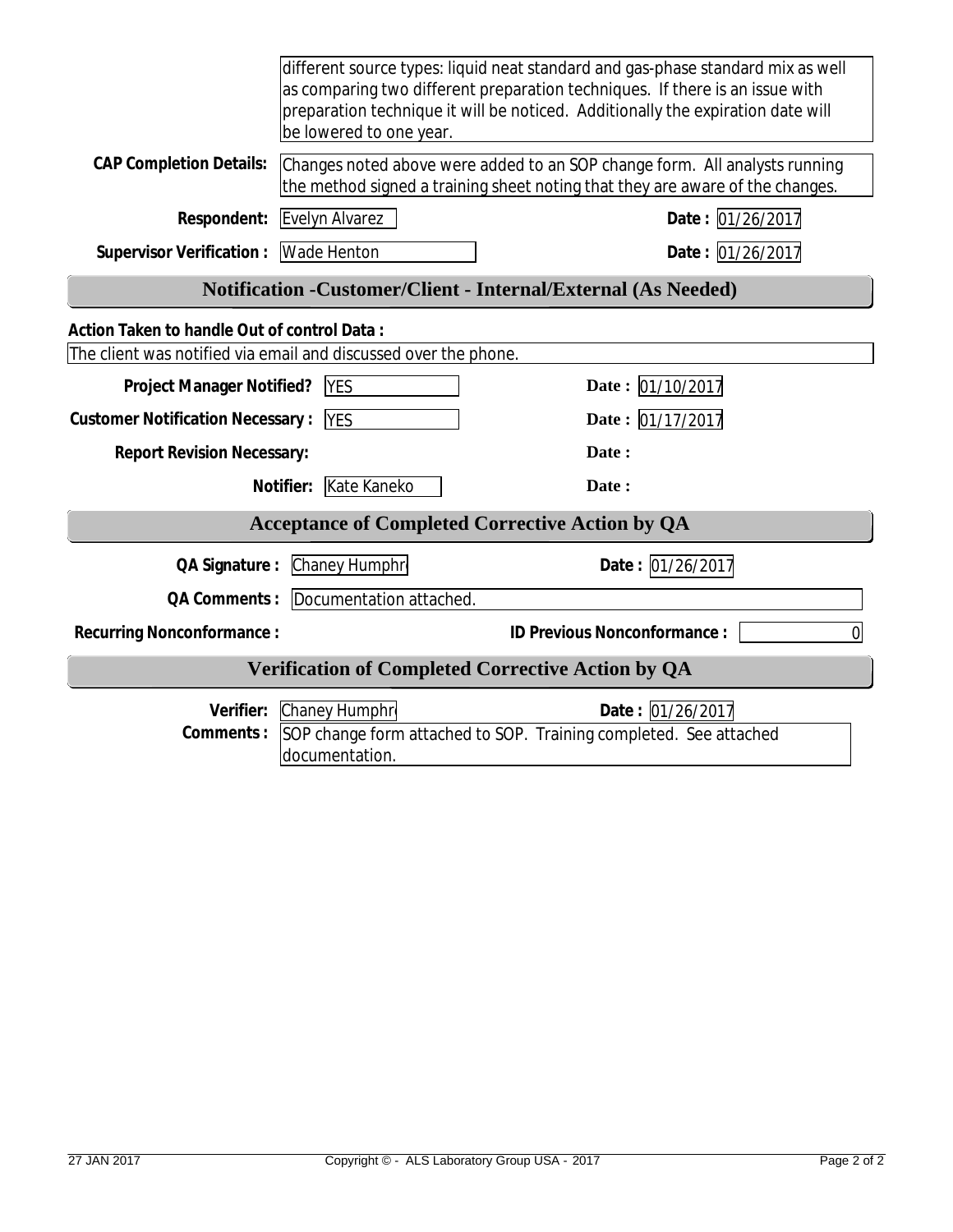different source types: liquid neat standard and gas-phase standard mix as well as comparing two different preparation techniques. If there is an issue with preparation technique it will be noticed. Additionally the expiration date will be lowered to one year.

**CAP Completion Details:** Changes noted above were added to an SOP change form. All analysts running the method signed a training sheet noting that they are aware of the changes.

**Respondent:** Evelyn Alvarez **Date :** 01/26/2017

**Supervisor Verification :** Wade Henton **Date :** 01/26/2017

## Notification -Customer/Client - Internal/External (As Needed)

**Action Taken to handle Out of control Data :**

The client was notified via email and discussed over the phone.

**Project Manager Notified?** YES **Date :** 01/10/2017

**Customer Notification Necessary :** YES **Date :** 01/17/2017

**Report Revision Necessary:** **Date :**

**Notifier:** Kate Kaneko **Date :**

## Acceptance of Completed Corrective Action by QA

**QA Signature :** Chaney Humphr **Date :** 01/26/2017

**QA Comments :** Documentation attached.

**Recurring Nonconformance :** **ID Previous Nonconformance :** 0

## Verification of Completed Corrective Action by QA

**Verifier:** Chaney Humphr **Date :** 01/26/2017

**Comments :** SOP change form attached to SOP. Training completed. See attached documentation.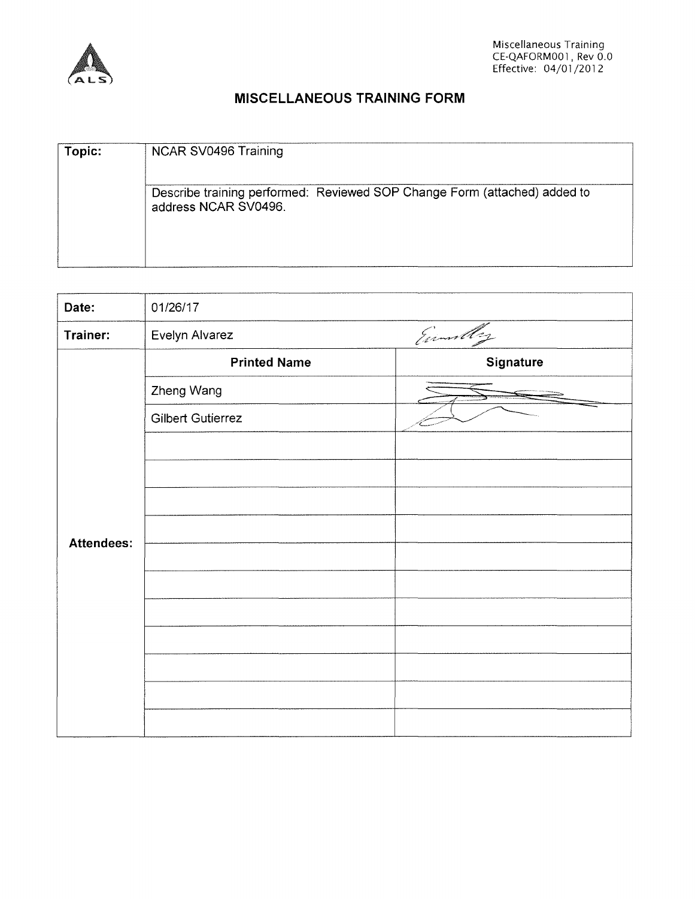Miscellaneous Training
CE-QAFORM001, Rev 0.0
Effective: 04/01/2012

# MISCELLANEOUS TRAINING FORM

| **Topic:** | NCAR SV0496 Training |
|---|---|
| | Describe training performed: Reviewed SOP Change Form (attached) added to address NCAR SV0496. |

| **Date:** | 01/26/17 | |
|---|---|---|
| **Trainer:** | Evelyn Alvarez | *[signature]* |
| | **Printed Name** | **Signature** |
| **Attendees:** | Zheng Wang | *[signature]* |
| | Gilbert Gutierrez | *[signature]* |
| | | |
| | | |
| | | |
| | | |
| | | |
| | | |
| | | |
| | | |
| | | |
| | | |
| | | |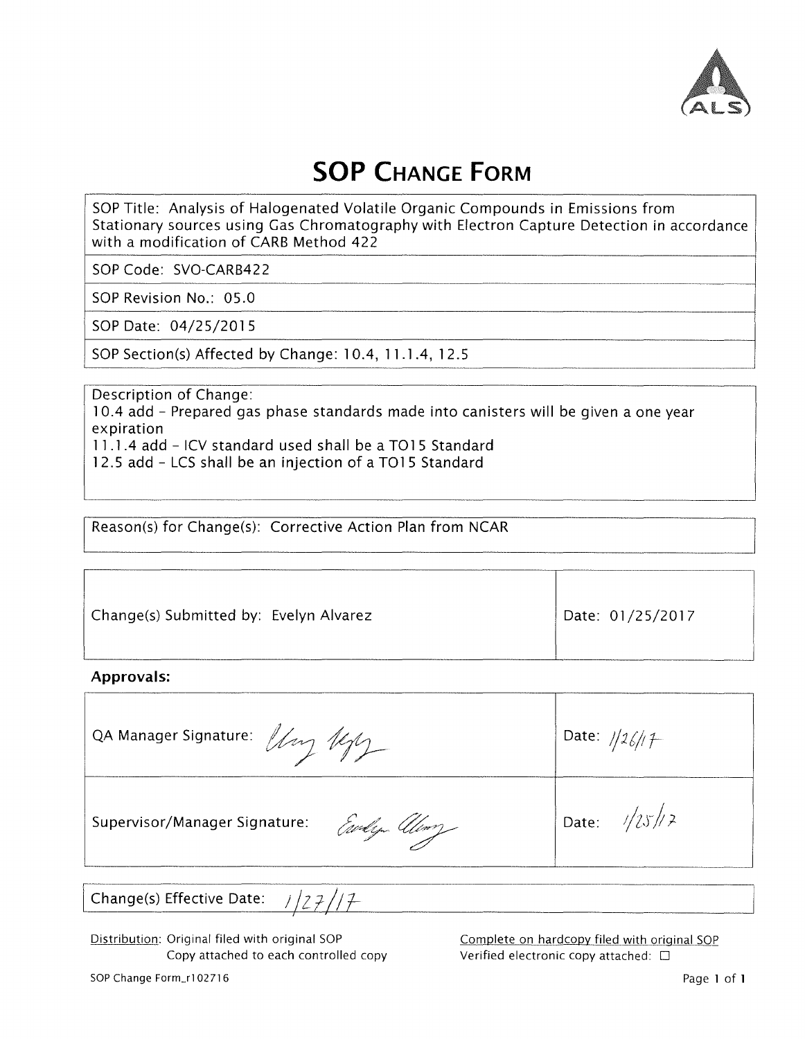# SOP Change Form

| |
|---|
| SOP Title: Analysis of Halogenated Volatile Organic Compounds in Emissions from Stationary sources using Gas Chromatography with Electron Capture Detection in accordance with a modification of CARB Method 422 |
| SOP Code: SVO-CARB422 |
| SOP Revision No.: 05.0 |
| SOP Date: 04/25/2015 |
| SOP Section(s) Affected by Change: 10.4, 11.1.4, 12.5 |

Description of Change:
10.4 add - Prepared gas phase standards made into canisters will be given a one year expiration
11.1.4 add - ICV standard used shall be a TO15 Standard
12.5 add - LCS shall be an injection of a TO15 Standard

Reason(s) for Change(s): Corrective Action Plan from NCAR

| | |
|---|---|
| Change(s) Submitted by: Evelyn Alvarez | Date: 01/25/2017 |

**Approvals:**

| | |
|---|---|
| QA Manager Signature: | Date: 1/26/17 |
| Supervisor/Manager Signature: | Date: 1/25/17 |

Change(s) Effective Date: 1/27/17

Distribution: Original filed with original SOP
Copy attached to each controlled copy

Complete on hardcopy filed with original SOP
Verified electronic copy attached: ☐

SOP Change Form_r102716